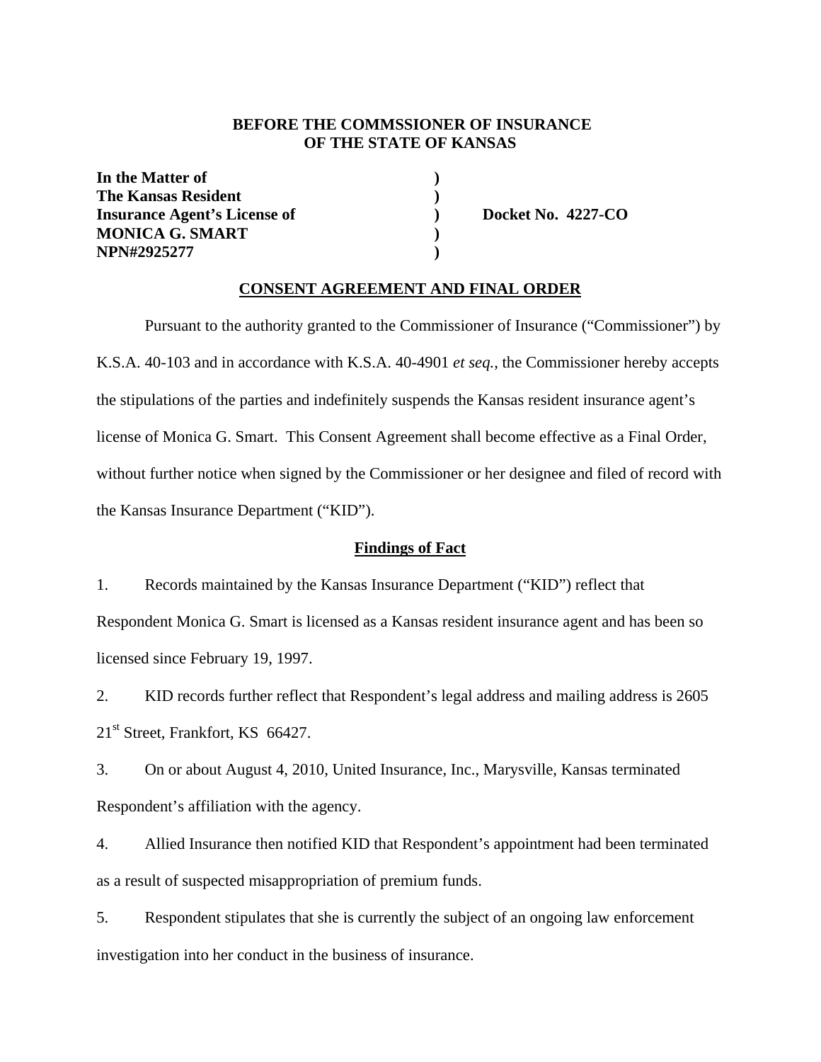**BEFORE THE COMMSSIONER OF INSURANCE**
**OF THE STATE OF KANSAS**

| | | |
|---|---|---|
| **In the Matter of** | **)** | |
| **The Kansas Resident** | **)** | |
| **Insurance Agent's License of** | **)** | **Docket No. 4227-CO** |
| **MONICA G. SMART** | **)** | |
| **NPN#2925277** | **)** | |

## CONSENT AGREEMENT AND FINAL ORDER

Pursuant to the authority granted to the Commissioner of Insurance ("Commissioner") by K.S.A. 40-103 and in accordance with K.S.A. 40-4901 *et seq.*, the Commissioner hereby accepts the stipulations of the parties and indefinitely suspends the Kansas resident insurance agent's license of Monica G. Smart. This Consent Agreement shall become effective as a Final Order, without further notice when signed by the Commissioner or her designee and filed of record with the Kansas Insurance Department ("KID").

### Findings of Fact

1. Records maintained by the Kansas Insurance Department ("KID") reflect that Respondent Monica G. Smart is licensed as a Kansas resident insurance agent and has been so licensed since February 19, 1997.

2. KID records further reflect that Respondent's legal address and mailing address is 2605 21st Street, Frankfort, KS 66427.

3. On or about August 4, 2010, United Insurance, Inc., Marysville, Kansas terminated Respondent's affiliation with the agency.

4. Allied Insurance then notified KID that Respondent's appointment had been terminated as a result of suspected misappropriation of premium funds.

5. Respondent stipulates that she is currently the subject of an ongoing law enforcement investigation into her conduct in the business of insurance.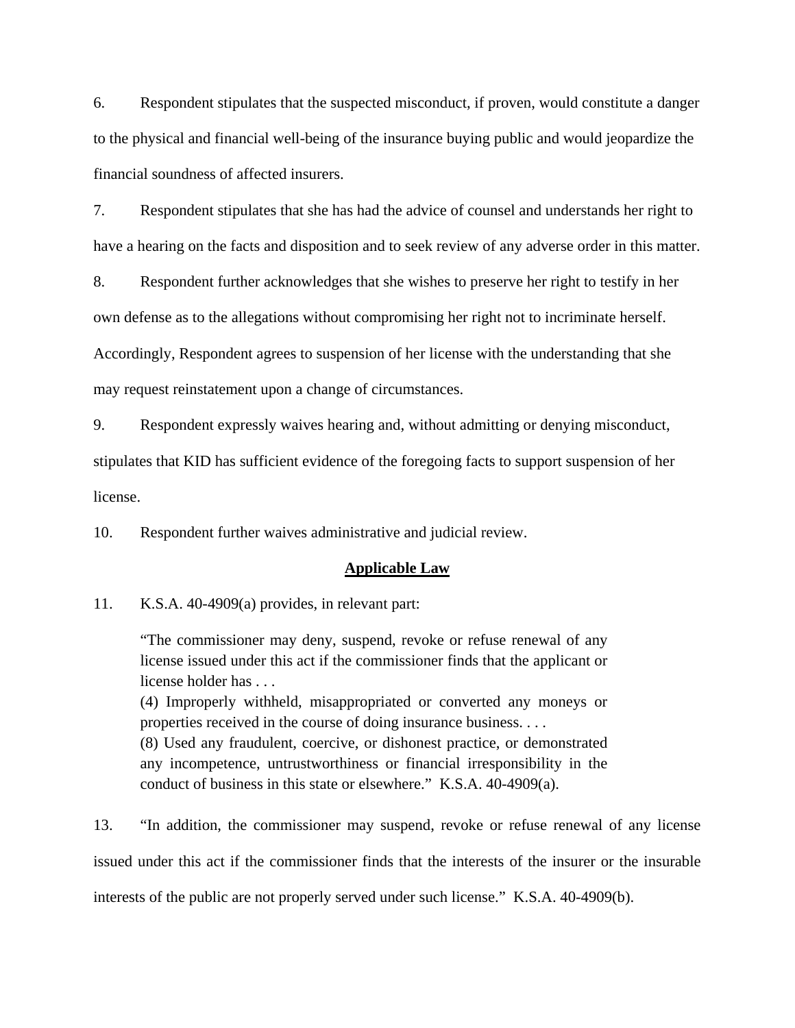6. Respondent stipulates that the suspected misconduct, if proven, would constitute a danger to the physical and financial well-being of the insurance buying public and would jeopardize the financial soundness of affected insurers.

7. Respondent stipulates that she has had the advice of counsel and understands her right to have a hearing on the facts and disposition and to seek review of any adverse order in this matter.

8. Respondent further acknowledges that she wishes to preserve her right to testify in her own defense as to the allegations without compromising her right not to incriminate herself. Accordingly, Respondent agrees to suspension of her license with the understanding that she may request reinstatement upon a change of circumstances.

9. Respondent expressly waives hearing and, without admitting or denying misconduct, stipulates that KID has sufficient evidence of the foregoing facts to support suspension of her license.

10. Respondent further waives administrative and judicial review.

## **Applicable Law**

11. K.S.A. 40-4909(a) provides, in relevant part:

> "The commissioner may deny, suspend, revoke or refuse renewal of any license issued under this act if the commissioner finds that the applicant or license holder has . . .
> (4) Improperly withheld, misappropriated or converted any moneys or properties received in the course of doing insurance business. . . .
> (8) Used any fraudulent, coercive, or dishonest practice, or demonstrated any incompetence, untrustworthiness or financial irresponsibility in the conduct of business in this state or elsewhere." K.S.A. 40-4909(a).

13. "In addition, the commissioner may suspend, revoke or refuse renewal of any license issued under this act if the commissioner finds that the interests of the insurer or the insurable interests of the public are not properly served under such license." K.S.A. 40-4909(b).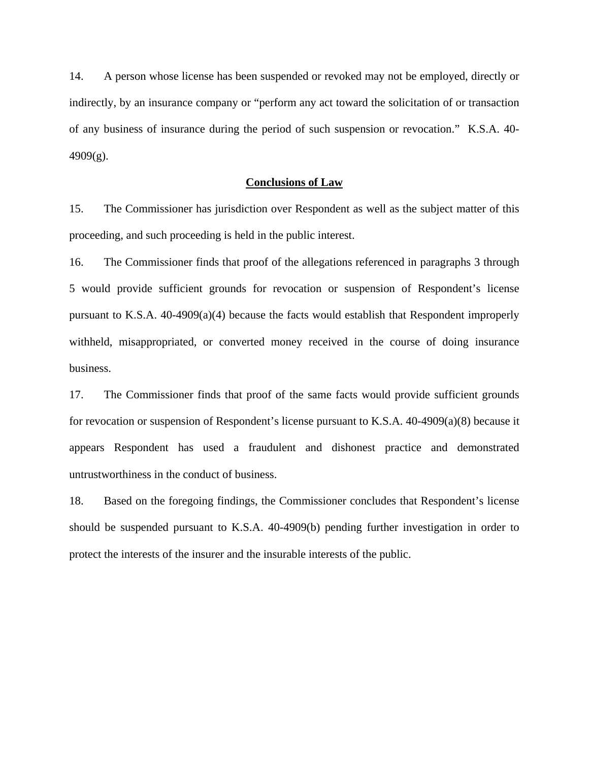14. A person whose license has been suspended or revoked may not be employed, directly or indirectly, by an insurance company or "perform any act toward the solicitation of or transaction of any business of insurance during the period of such suspension or revocation." K.S.A. 40-4909(g).

## **Conclusions of Law**

15. The Commissioner has jurisdiction over Respondent as well as the subject matter of this proceeding, and such proceeding is held in the public interest.

16. The Commissioner finds that proof of the allegations referenced in paragraphs 3 through 5 would provide sufficient grounds for revocation or suspension of Respondent's license pursuant to K.S.A. 40-4909(a)(4) because the facts would establish that Respondent improperly withheld, misappropriated, or converted money received in the course of doing insurance business.

17. The Commissioner finds that proof of the same facts would provide sufficient grounds for revocation or suspension of Respondent's license pursuant to K.S.A. 40-4909(a)(8) because it appears Respondent has used a fraudulent and dishonest practice and demonstrated untrustworthiness in the conduct of business.

18. Based on the foregoing findings, the Commissioner concludes that Respondent's license should be suspended pursuant to K.S.A. 40-4909(b) pending further investigation in order to protect the interests of the insurer and the insurable interests of the public.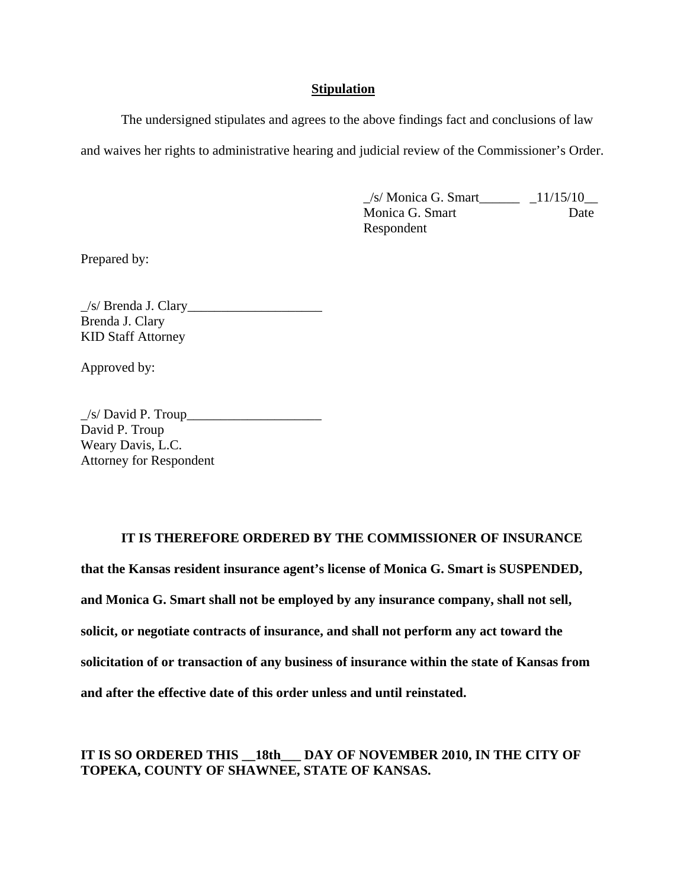**Stipulation**

The undersigned stipulates and agrees to the above findings fact and conclusions of law and waives her rights to administrative hearing and judicial review of the Commissioner's Order.

_/s/ Monica G. Smart______ _11/15/10__
Monica G. Smart Date
Respondent

Prepared by:

_/s/ Brenda J. Clary____________________
Brenda J. Clary
KID Staff Attorney

Approved by:

_/s/ David P. Troup____________________
David P. Troup
Weary Davis, L.C.
Attorney for Respondent

**IT IS THEREFORE ORDERED BY THE COMMISSIONER OF INSURANCE that the Kansas resident insurance agent's license of Monica G. Smart is SUSPENDED, and Monica G. Smart shall not be employed by any insurance company, shall not sell, solicit, or negotiate contracts of insurance, and shall not perform any act toward the solicitation of or transaction of any business of insurance within the state of Kansas from and after the effective date of this order unless and until reinstated.**

**IT IS SO ORDERED THIS __18th___ DAY OF NOVEMBER 2010, IN THE CITY OF TOPEKA, COUNTY OF SHAWNEE, STATE OF KANSAS.**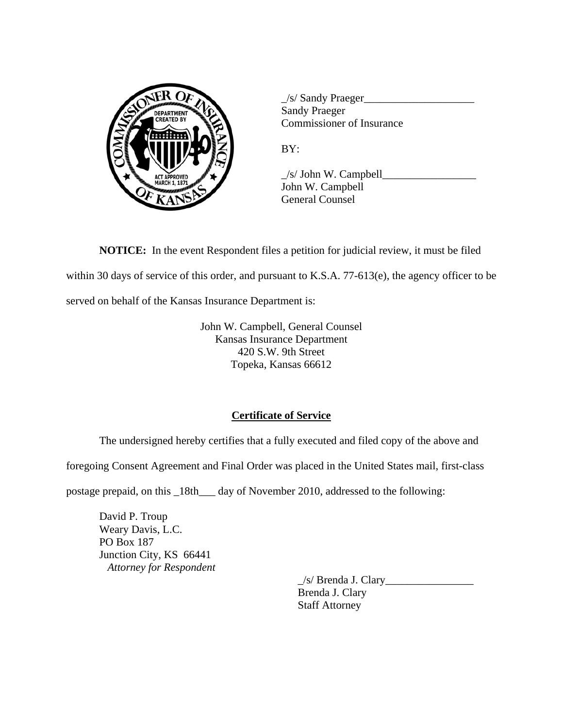_/s/ Sandy Praeger____________________
Sandy Praeger
Commissioner of Insurance

BY:

_/s/ John W. Campbell_________________
John W. Campbell
General Counsel

**NOTICE:** In the event Respondent files a petition for judicial review, it must be filed within 30 days of service of this order, and pursuant to K.S.A. 77-613(e), the agency officer to be served on behalf of the Kansas Insurance Department is:

John W. Campbell, General Counsel
Kansas Insurance Department
420 S.W. 9th Street
Topeka, Kansas 66612

## Certificate of Service

The undersigned hereby certifies that a fully executed and filed copy of the above and foregoing Consent Agreement and Final Order was placed in the United States mail, first-class postage prepaid, on this _18th___ day of November 2010, addressed to the following:

David P. Troup
Weary Davis, L.C.
PO Box 187
Junction City, KS 66441
*Attorney for Respondent*

_/s/ Brenda J. Clary________________
Brenda J. Clary
Staff Attorney